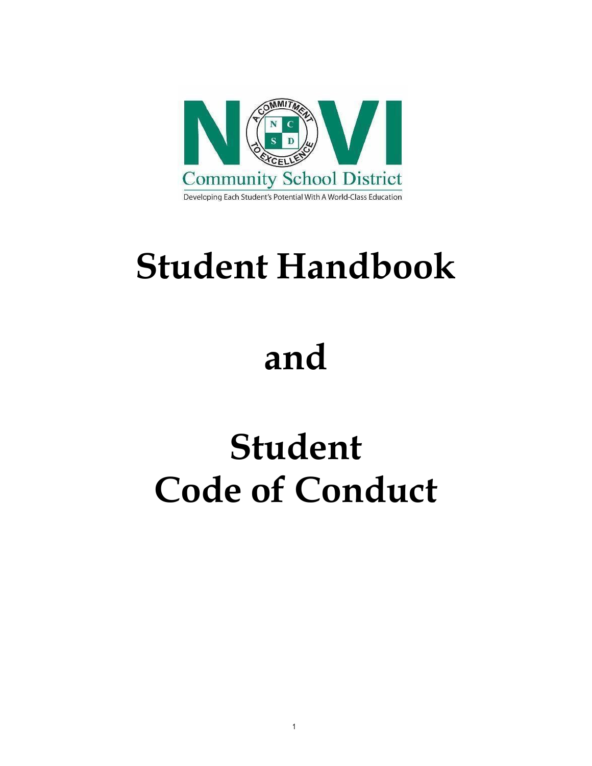NOVI

A COMMITMENT TO EXCELLENCE

NCSD

Community School District

Developing Each Student's Potential With A World-Class Education

# Student Handbook

# and

# Student Code of Conduct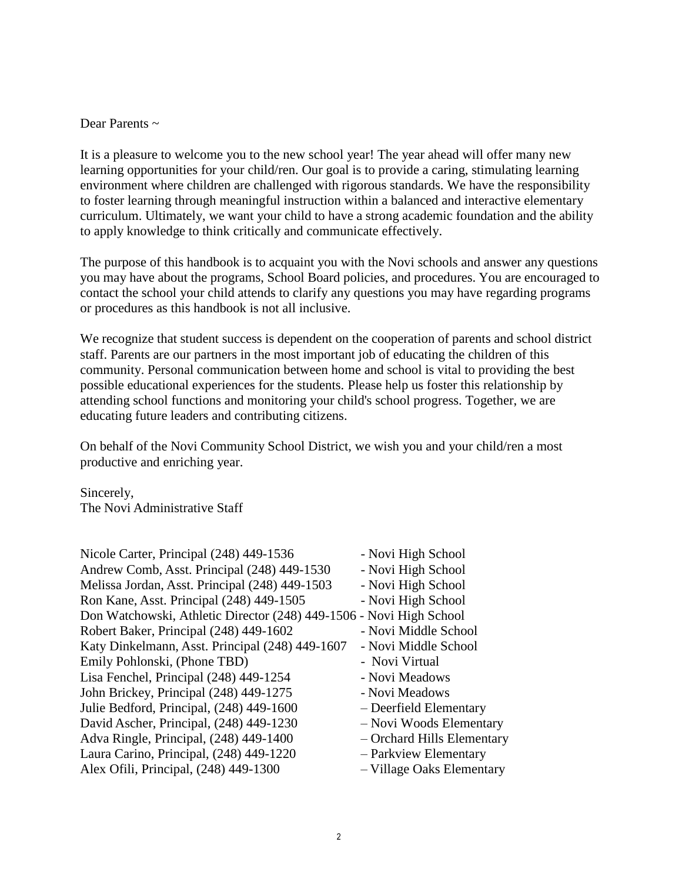Dear Parents ~

It is a pleasure to welcome you to the new school year! The year ahead will offer many new learning opportunities for your child/ren. Our goal is to provide a caring, stimulating learning environment where children are challenged with rigorous standards. We have the responsibility to foster learning through meaningful instruction within a balanced and interactive elementary curriculum. Ultimately, we want your child to have a strong academic foundation and the ability to apply knowledge to think critically and communicate effectively.

The purpose of this handbook is to acquaint you with the Novi schools and answer any questions you may have about the programs, School Board policies, and procedures. You are encouraged to contact the school your child attends to clarify any questions you may have regarding programs or procedures as this handbook is not all inclusive.

We recognize that student success is dependent on the cooperation of parents and school district staff. Parents are our partners in the most important job of educating the children of this community. Personal communication between home and school is vital to providing the best possible educational experiences for the students. Please help us foster this relationship by attending school functions and monitoring your child's school progress. Together, we are educating future leaders and contributing citizens.

On behalf of the Novi Community School District, we wish you and your child/ren a most productive and enriching year.

Sincerely,
The Novi Administrative Staff

Nicole Carter, Principal (248) 449-1536 - Novi High School
Andrew Comb, Asst. Principal (248) 449-1530 - Novi High School
Melissa Jordan, Asst. Principal (248) 449-1503 - Novi High School
Ron Kane, Asst. Principal (248) 449-1505 - Novi High School
Don Watchowski, Athletic Director (248) 449-1506 - Novi High School
Robert Baker, Principal (248) 449-1602 - Novi Middle School
Katy Dinkelmann, Asst. Principal (248) 449-1607 - Novi Middle School
Emily Pohlonski, (Phone TBD) - Novi Virtual
Lisa Fenchel, Principal (248) 449-1254 - Novi Meadows
John Brickey, Principal (248) 449-1275 - Novi Meadows
Julie Bedford, Principal, (248) 449-1600 – Deerfield Elementary
David Ascher, Principal, (248) 449-1230 – Novi Woods Elementary
Adva Ringle, Principal, (248) 449-1400 – Orchard Hills Elementary
Laura Carino, Principal, (248) 449-1220 – Parkview Elementary
Alex Ofili, Principal, (248) 449-1300 – Village Oaks Elementary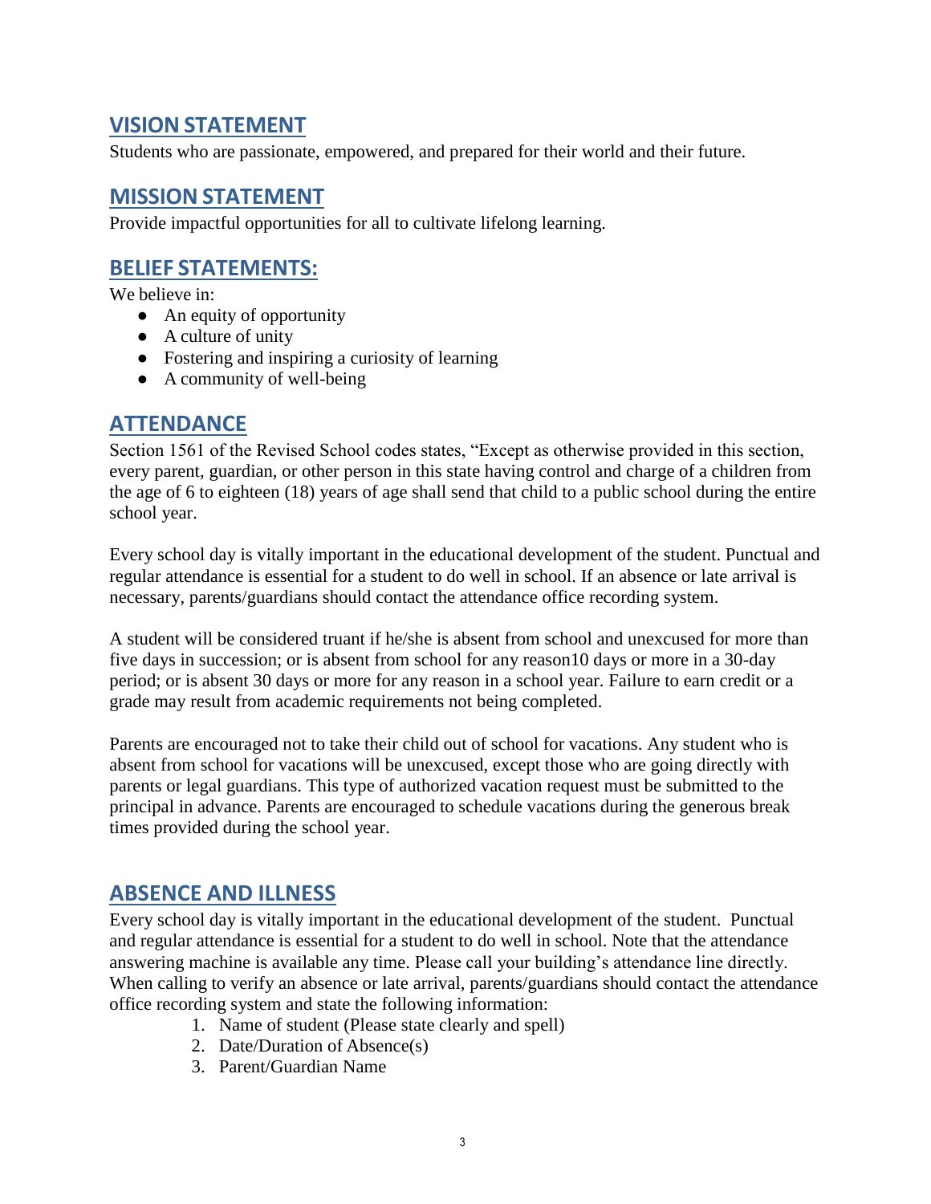## VISION STATEMENT

Students who are passionate, empowered, and prepared for their world and their future.

## MISSION STATEMENT

Provide impactful opportunities for all to cultivate lifelong learning.

## BELIEF STATEMENTS:

We believe in:

- An equity of opportunity
- A culture of unity
- Fostering and inspiring a curiosity of learning
- A community of well-being

## ATTENDANCE

Section 1561 of the Revised School codes states, "Except as otherwise provided in this section, every parent, guardian, or other person in this state having control and charge of a children from the age of 6 to eighteen (18) years of age shall send that child to a public school during the entire school year.

Every school day is vitally important in the educational development of the student. Punctual and regular attendance is essential for a student to do well in school. If an absence or late arrival is necessary, parents/guardians should contact the attendance office recording system.

A student will be considered truant if he/she is absent from school and unexcused for more than five days in succession; or is absent from school for any reason10 days or more in a 30-day period; or is absent 30 days or more for any reason in a school year. Failure to earn credit or a grade may result from academic requirements not being completed.

Parents are encouraged not to take their child out of school for vacations. Any student who is absent from school for vacations will be unexcused, except those who are going directly with parents or legal guardians. This type of authorized vacation request must be submitted to the principal in advance. Parents are encouraged to schedule vacations during the generous break times provided during the school year.

## ABSENCE AND ILLNESS

Every school day is vitally important in the educational development of the student. Punctual and regular attendance is essential for a student to do well in school. Note that the attendance answering machine is available any time. Please call your building's attendance line directly. When calling to verify an absence or late arrival, parents/guardians should contact the attendance office recording system and state the following information:

1. Name of student (Please state clearly and spell)
2. Date/Duration of Absence(s)
3. Parent/Guardian Name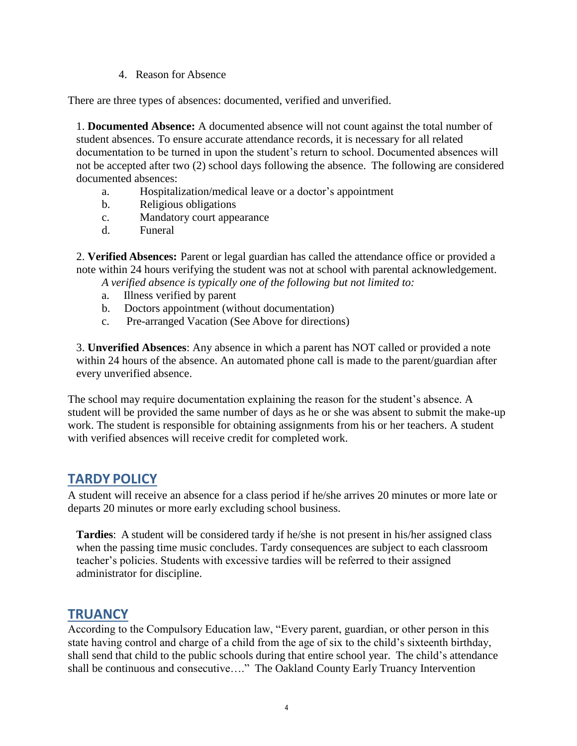4. Reason for Absence

There are three types of absences: documented, verified and unverified.

1. **Documented Absence:** A documented absence will not count against the total number of student absences. To ensure accurate attendance records, it is necessary for all related documentation to be turned in upon the student's return to school. Documented absences will not be accepted after two (2) school days following the absence. The following are considered documented absences:

   a. Hospitalization/medical leave or a doctor's appointment
   b. Religious obligations
   c. Mandatory court appearance
   d. Funeral

2. **Verified Absences:** Parent or legal guardian has called the attendance office or provided a note within 24 hours verifying the student was not at school with parental acknowledgement.

   *A verified absence is typically one of the following but not limited to:*

   a. Illness verified by parent
   b. Doctors appointment (without documentation)
   c. Pre-arranged Vacation (See Above for directions)

3. **Unverified Absences**: Any absence in which a parent has NOT called or provided a note within 24 hours of the absence. An automated phone call is made to the parent/guardian after every unverified absence.

The school may require documentation explaining the reason for the student's absence. A student will be provided the same number of days as he or she was absent to submit the make-up work. The student is responsible for obtaining assignments from his or her teachers. A student with verified absences will receive credit for completed work.

## TARDY POLICY

A student will receive an absence for a class period if he/she arrives 20 minutes or more late or departs 20 minutes or more early excluding school business.

**Tardies**: A student will be considered tardy if he/she is not present in his/her assigned class when the passing time music concludes. Tardy consequences are subject to each classroom teacher's policies. Students with excessive tardies will be referred to their assigned administrator for discipline.

## TRUANCY

According to the Compulsory Education law, "Every parent, guardian, or other person in this state having control and charge of a child from the age of six to the child's sixteenth birthday, shall send that child to the public schools during that entire school year. The child's attendance shall be continuous and consecutive…." The Oakland County Early Truancy Intervention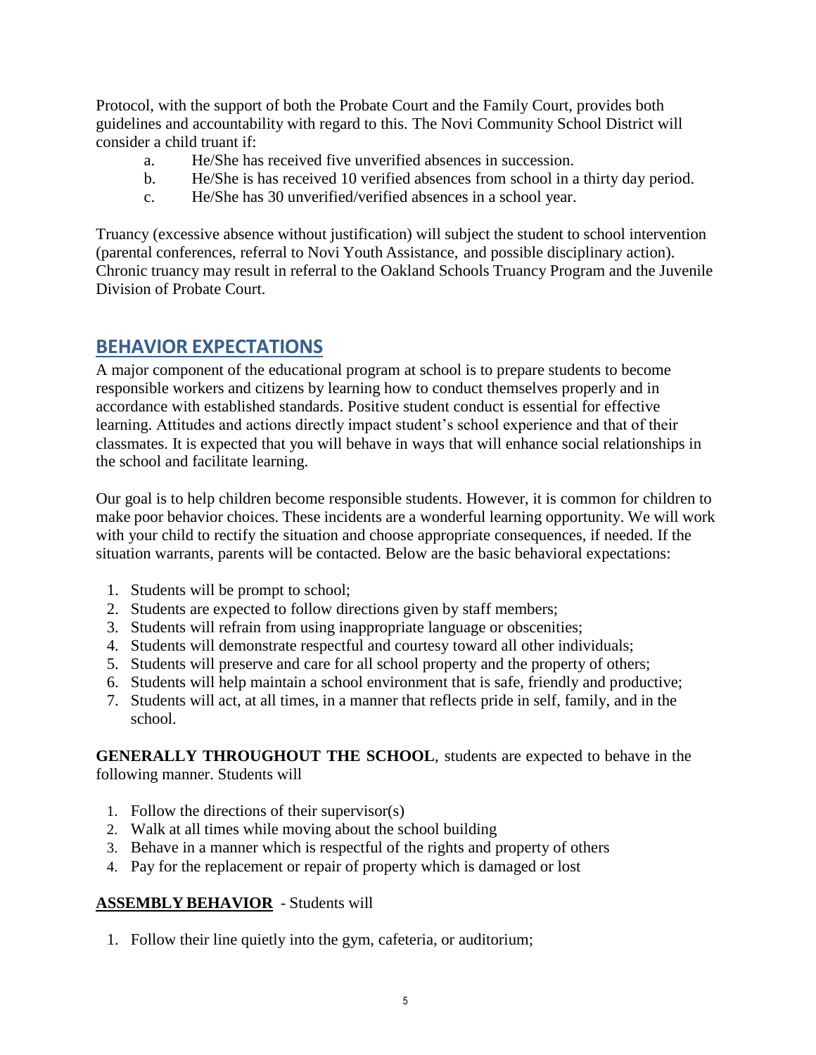Protocol, with the support of both the Probate Court and the Family Court, provides both guidelines and accountability with regard to this. The Novi Community School District will consider a child truant if:

a. He/She has received five unverified absences in succession.
b. He/She is has received 10 verified absences from school in a thirty day period.
c. He/She has 30 unverified/verified absences in a school year.

Truancy (excessive absence without justification) will subject the student to school intervention (parental conferences, referral to Novi Youth Assistance, and possible disciplinary action). Chronic truancy may result in referral to the Oakland Schools Truancy Program and the Juvenile Division of Probate Court.

## BEHAVIOR EXPECTATIONS

A major component of the educational program at school is to prepare students to become responsible workers and citizens by learning how to conduct themselves properly and in accordance with established standards. Positive student conduct is essential for effective learning. Attitudes and actions directly impact student's school experience and that of their classmates. It is expected that you will behave in ways that will enhance social relationships in the school and facilitate learning.

Our goal is to help children become responsible students. However, it is common for children to make poor behavior choices. These incidents are a wonderful learning opportunity. We will work with your child to rectify the situation and choose appropriate consequences, if needed. If the situation warrants, parents will be contacted. Below are the basic behavioral expectations:

1. Students will be prompt to school;
2. Students are expected to follow directions given by staff members;
3. Students will refrain from using inappropriate language or obscenities;
4. Students will demonstrate respectful and courtesy toward all other individuals;
5. Students will preserve and care for all school property and the property of others;
6. Students will help maintain a school environment that is safe, friendly and productive;
7. Students will act, at all times, in a manner that reflects pride in self, family, and in the school.

**GENERALLY THROUGHOUT THE SCHOOL**, students are expected to behave in the following manner. Students will

1. Follow the directions of their supervisor(s)
2. Walk at all times while moving about the school building
3. Behave in a manner which is respectful of the rights and property of others
4. Pay for the replacement or repair of property which is damaged or lost

**ASSEMBLY BEHAVIOR** - Students will

1. Follow their line quietly into the gym, cafeteria, or auditorium;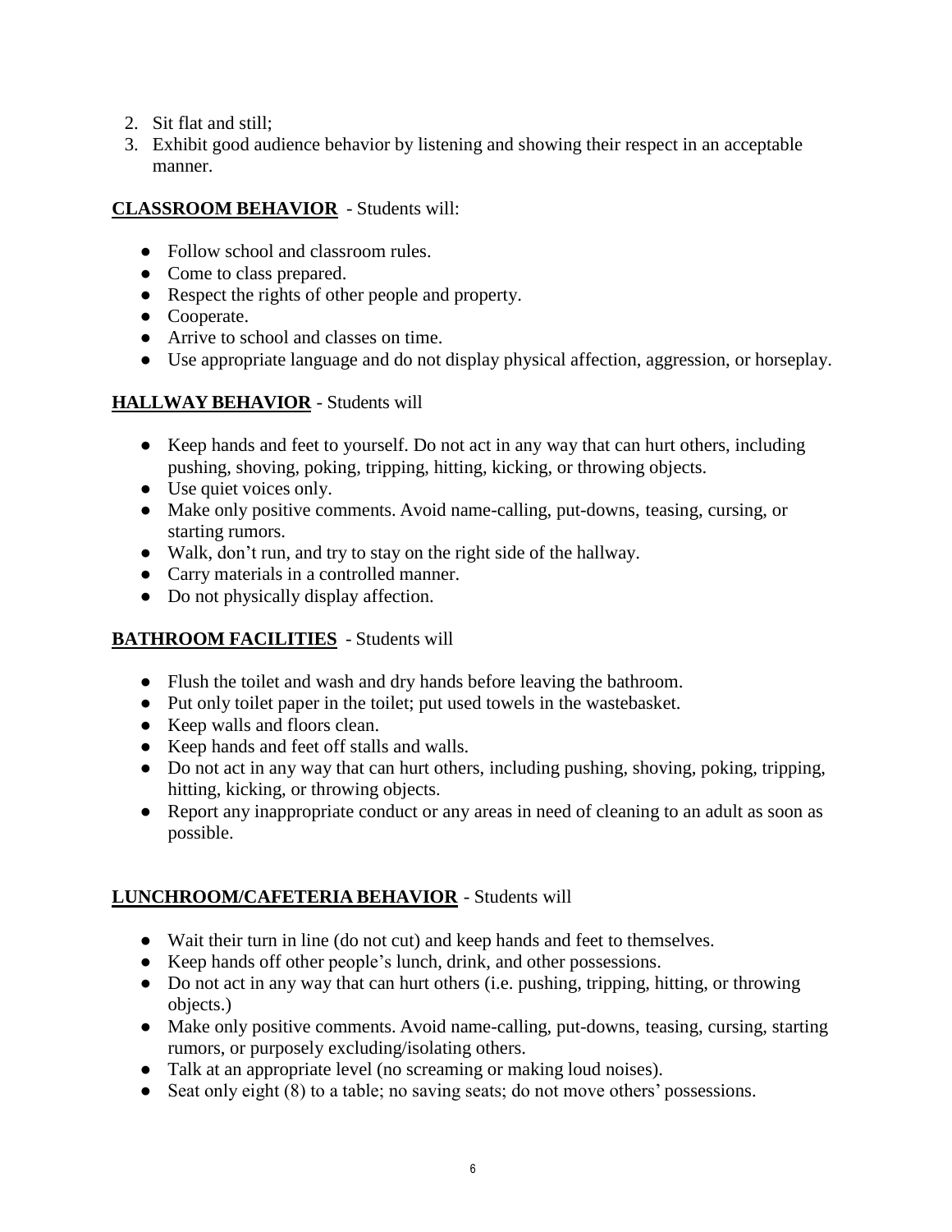2. Sit flat and still;
3. Exhibit good audience behavior by listening and showing their respect in an acceptable manner.

**CLASSROOM BEHAVIOR** - Students will:

- Follow school and classroom rules.
- Come to class prepared.
- Respect the rights of other people and property.
- Cooperate.
- Arrive to school and classes on time.
- Use appropriate language and do not display physical affection, aggression, or horseplay.

**HALLWAY BEHAVIOR** - Students will

- Keep hands and feet to yourself. Do not act in any way that can hurt others, including pushing, shoving, poking, tripping, hitting, kicking, or throwing objects.
- Use quiet voices only.
- Make only positive comments. Avoid name-calling, put-downs, teasing, cursing, or starting rumors.
- Walk, don't run, and try to stay on the right side of the hallway.
- Carry materials in a controlled manner.
- Do not physically display affection.

**BATHROOM FACILITIES** - Students will

- Flush the toilet and wash and dry hands before leaving the bathroom.
- Put only toilet paper in the toilet; put used towels in the wastebasket.
- Keep walls and floors clean.
- Keep hands and feet off stalls and walls.
- Do not act in any way that can hurt others, including pushing, shoving, poking, tripping, hitting, kicking, or throwing objects.
- Report any inappropriate conduct or any areas in need of cleaning to an adult as soon as possible.

**LUNCHROOM/CAFETERIA BEHAVIOR** - Students will

- Wait their turn in line (do not cut) and keep hands and feet to themselves.
- Keep hands off other people's lunch, drink, and other possessions.
- Do not act in any way that can hurt others (i.e. pushing, tripping, hitting, or throwing objects.)
- Make only positive comments. Avoid name-calling, put-downs, teasing, cursing, starting rumors, or purposely excluding/isolating others.
- Talk at an appropriate level (no screaming or making loud noises).
- Seat only eight (8) to a table; no saving seats; do not move others' possessions.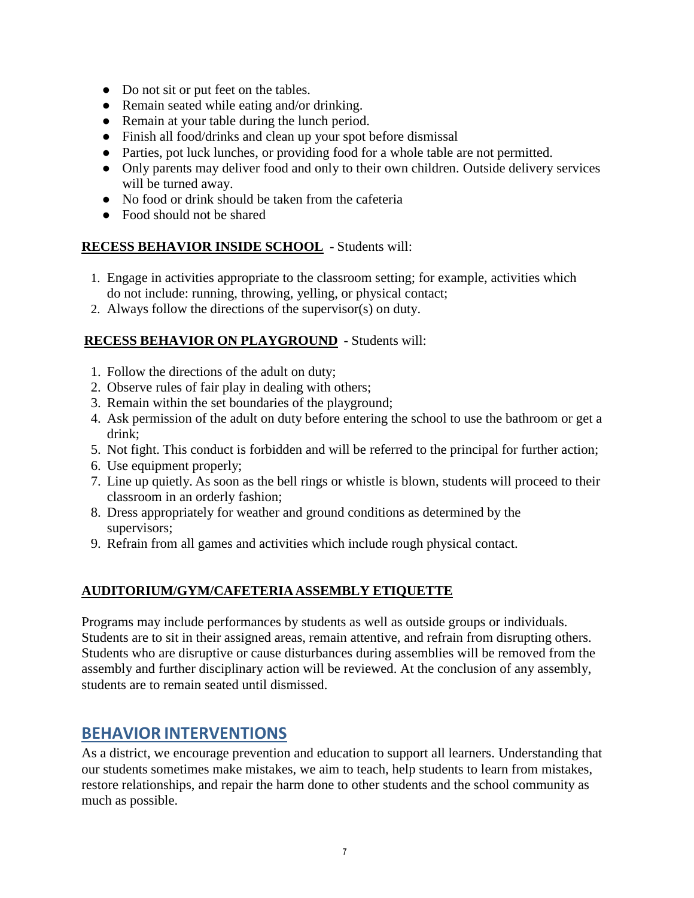- Do not sit or put feet on the tables.
- Remain seated while eating and/or drinking.
- Remain at your table during the lunch period.
- Finish all food/drinks and clean up your spot before dismissal
- Parties, pot luck lunches, or providing food for a whole table are not permitted.
- Only parents may deliver food and only to their own children. Outside delivery services will be turned away.
- No food or drink should be taken from the cafeteria
- Food should not be shared

**RECESS BEHAVIOR INSIDE SCHOOL** - Students will:

1. Engage in activities appropriate to the classroom setting; for example, activities which do not include: running, throwing, yelling, or physical contact;
2. Always follow the directions of the supervisor(s) on duty.

**RECESS BEHAVIOR ON PLAYGROUND** - Students will:

1. Follow the directions of the adult on duty;
2. Observe rules of fair play in dealing with others;
3. Remain within the set boundaries of the playground;
4. Ask permission of the adult on duty before entering the school to use the bathroom or get a drink;
5. Not fight. This conduct is forbidden and will be referred to the principal for further action;
6. Use equipment properly;
7. Line up quietly. As soon as the bell rings or whistle is blown, students will proceed to their classroom in an orderly fashion;
8. Dress appropriately for weather and ground conditions as determined by the supervisors;
9. Refrain from all games and activities which include rough physical contact.

**AUDITORIUM/GYM/CAFETERIA ASSEMBLY ETIQUETTE**

Programs may include performances by students as well as outside groups or individuals. Students are to sit in their assigned areas, remain attentive, and refrain from disrupting others. Students who are disruptive or cause disturbances during assemblies will be removed from the assembly and further disciplinary action will be reviewed. At the conclusion of any assembly, students are to remain seated until dismissed.

## BEHAVIOR INTERVENTIONS

As a district, we encourage prevention and education to support all learners. Understanding that our students sometimes make mistakes, we aim to teach, help students to learn from mistakes, restore relationships, and repair the harm done to other students and the school community as much as possible.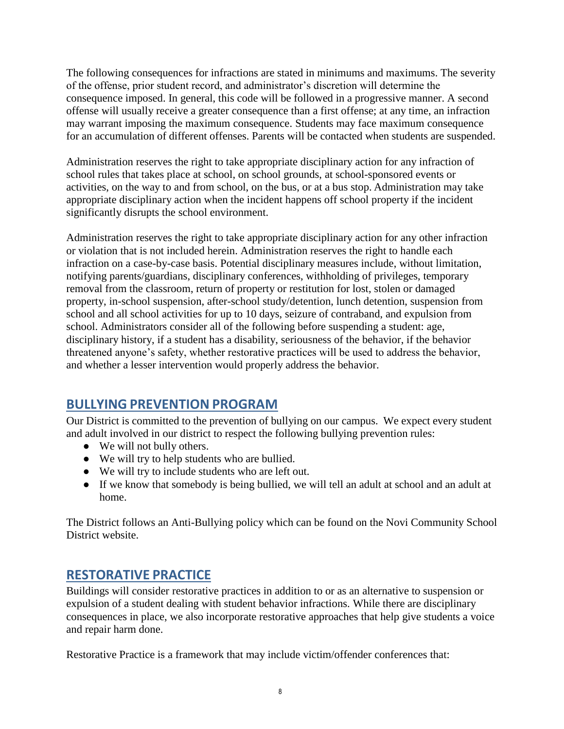The following consequences for infractions are stated in minimums and maximums. The severity of the offense, prior student record, and administrator's discretion will determine the consequence imposed. In general, this code will be followed in a progressive manner. A second offense will usually receive a greater consequence than a first offense; at any time, an infraction may warrant imposing the maximum consequence. Students may face maximum consequence for an accumulation of different offenses. Parents will be contacted when students are suspended.

Administration reserves the right to take appropriate disciplinary action for any infraction of school rules that takes place at school, on school grounds, at school-sponsored events or activities, on the way to and from school, on the bus, or at a bus stop. Administration may take appropriate disciplinary action when the incident happens off school property if the incident significantly disrupts the school environment.

Administration reserves the right to take appropriate disciplinary action for any other infraction or violation that is not included herein. Administration reserves the right to handle each infraction on a case-by-case basis. Potential disciplinary measures include, without limitation, notifying parents/guardians, disciplinary conferences, withholding of privileges, temporary removal from the classroom, return of property or restitution for lost, stolen or damaged property, in-school suspension, after-school study/detention, lunch detention, suspension from school and all school activities for up to 10 days, seizure of contraband, and expulsion from school. Administrators consider all of the following before suspending a student: age, disciplinary history, if a student has a disability, seriousness of the behavior, if the behavior threatened anyone's safety, whether restorative practices will be used to address the behavior, and whether a lesser intervention would properly address the behavior.

## BULLYING PREVENTION PROGRAM

Our District is committed to the prevention of bullying on our campus. We expect every student and adult involved in our district to respect the following bullying prevention rules:

- We will not bully others.
- We will try to help students who are bullied.
- We will try to include students who are left out.
- If we know that somebody is being bullied, we will tell an adult at school and an adult at home.

The District follows an Anti-Bullying policy which can be found on the Novi Community School District website.

## RESTORATIVE PRACTICE

Buildings will consider restorative practices in addition to or as an alternative to suspension or expulsion of a student dealing with student behavior infractions. While there are disciplinary consequences in place, we also incorporate restorative approaches that help give students a voice and repair harm done.

Restorative Practice is a framework that may include victim/offender conferences that: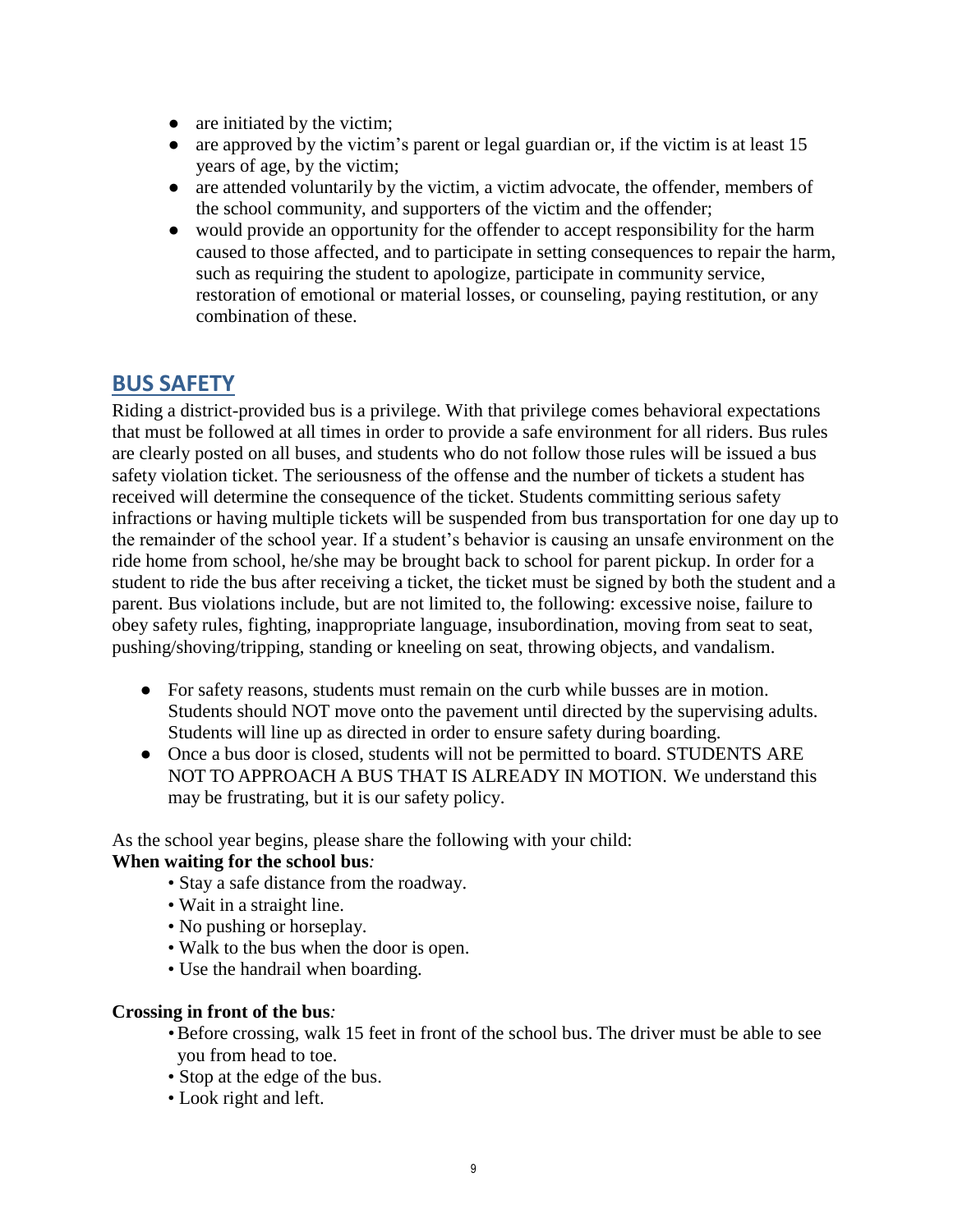- are initiated by the victim;
- are approved by the victim's parent or legal guardian or, if the victim is at least 15 years of age, by the victim;
- are attended voluntarily by the victim, a victim advocate, the offender, members of the school community, and supporters of the victim and the offender;
- would provide an opportunity for the offender to accept responsibility for the harm caused to those affected, and to participate in setting consequences to repair the harm, such as requiring the student to apologize, participate in community service, restoration of emotional or material losses, or counseling, paying restitution, or any combination of these.

## BUS SAFETY

Riding a district-provided bus is a privilege. With that privilege comes behavioral expectations that must be followed at all times in order to provide a safe environment for all riders. Bus rules are clearly posted on all buses, and students who do not follow those rules will be issued a bus safety violation ticket. The seriousness of the offense and the number of tickets a student has received will determine the consequence of the ticket. Students committing serious safety infractions or having multiple tickets will be suspended from bus transportation for one day up to the remainder of the school year. If a student's behavior is causing an unsafe environment on the ride home from school, he/she may be brought back to school for parent pickup. In order for a student to ride the bus after receiving a ticket, the ticket must be signed by both the student and a parent. Bus violations include, but are not limited to, the following: excessive noise, failure to obey safety rules, fighting, inappropriate language, insubordination, moving from seat to seat, pushing/shoving/tripping, standing or kneeling on seat, throwing objects, and vandalism.

- For safety reasons, students must remain on the curb while busses are in motion. Students should NOT move onto the pavement until directed by the supervising adults. Students will line up as directed in order to ensure safety during boarding.
- Once a bus door is closed, students will not be permitted to board. STUDENTS ARE NOT TO APPROACH A BUS THAT IS ALREADY IN MOTION. We understand this may be frustrating, but it is our safety policy.

As the school year begins, please share the following with your child:

**When waiting for the school bus***:*

- Stay a safe distance from the roadway.
- Wait in a straight line.
- No pushing or horseplay.
- Walk to the bus when the door is open.
- Use the handrail when boarding.

**Crossing in front of the bus***:*

- Before crossing, walk 15 feet in front of the school bus. The driver must be able to see you from head to toe.
- Stop at the edge of the bus.
- Look right and left.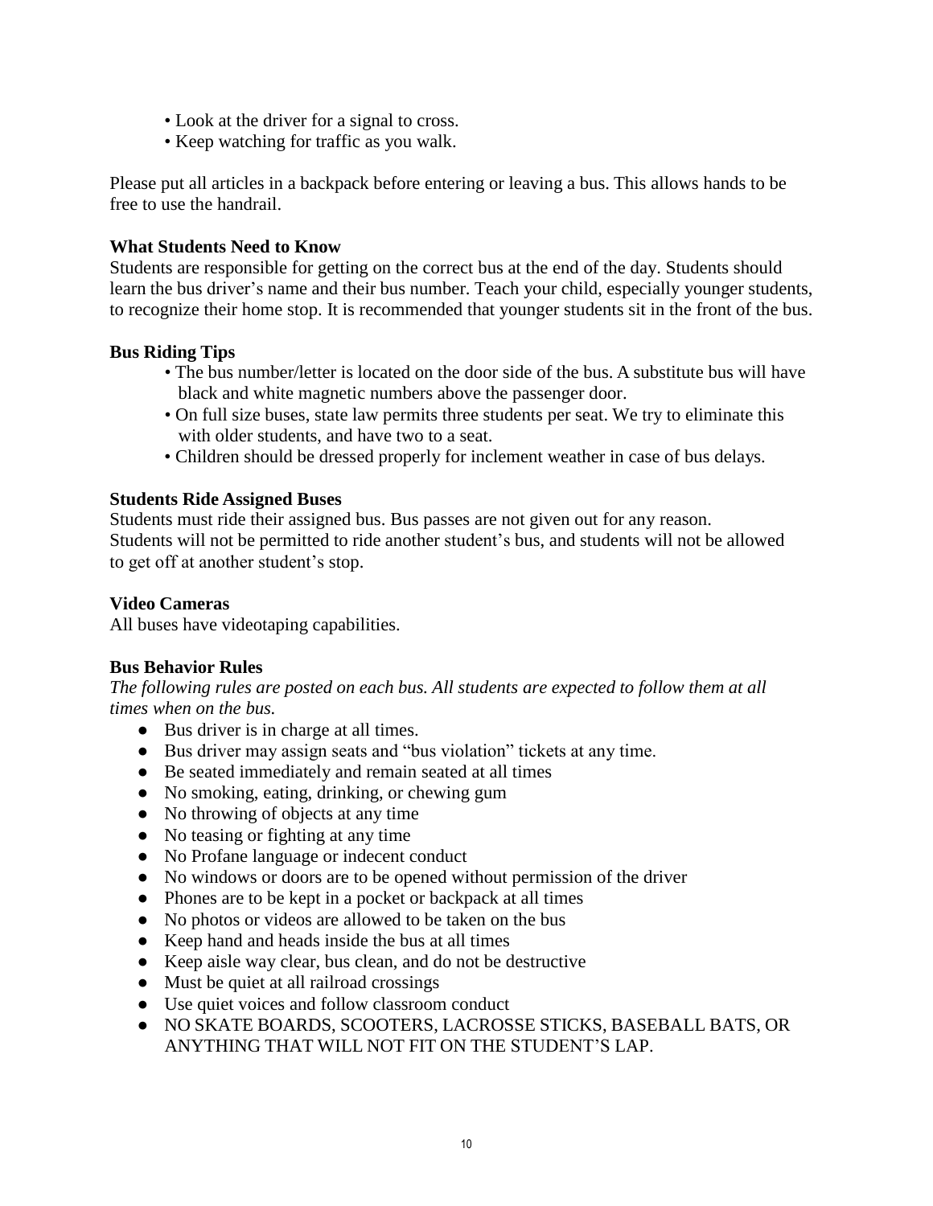- Look at the driver for a signal to cross.
- Keep watching for traffic as you walk.

Please put all articles in a backpack before entering or leaving a bus. This allows hands to be free to use the handrail.

**What Students Need to Know**

Students are responsible for getting on the correct bus at the end of the day. Students should learn the bus driver's name and their bus number. Teach your child, especially younger students, to recognize their home stop. It is recommended that younger students sit in the front of the bus.

**Bus Riding Tips**

- The bus number/letter is located on the door side of the bus. A substitute bus will have black and white magnetic numbers above the passenger door.
- On full size buses, state law permits three students per seat. We try to eliminate this with older students, and have two to a seat.
- Children should be dressed properly for inclement weather in case of bus delays.

**Students Ride Assigned Buses**

Students must ride their assigned bus. Bus passes are not given out for any reason. Students will not be permitted to ride another student's bus, and students will not be allowed to get off at another student's stop.

**Video Cameras**

All buses have videotaping capabilities.

**Bus Behavior Rules**

*The following rules are posted on each bus. All students are expected to follow them at all times when on the bus.*

- Bus driver is in charge at all times.
- Bus driver may assign seats and "bus violation" tickets at any time.
- Be seated immediately and remain seated at all times
- No smoking, eating, drinking, or chewing gum
- No throwing of objects at any time
- No teasing or fighting at any time
- No Profane language or indecent conduct
- No windows or doors are to be opened without permission of the driver
- Phones are to be kept in a pocket or backpack at all times
- No photos or videos are allowed to be taken on the bus
- Keep hand and heads inside the bus at all times
- Keep aisle way clear, bus clean, and do not be destructive
- Must be quiet at all railroad crossings
- Use quiet voices and follow classroom conduct
- NO SKATE BOARDS, SCOOTERS, LACROSSE STICKS, BASEBALL BATS, OR ANYTHING THAT WILL NOT FIT ON THE STUDENT'S LAP.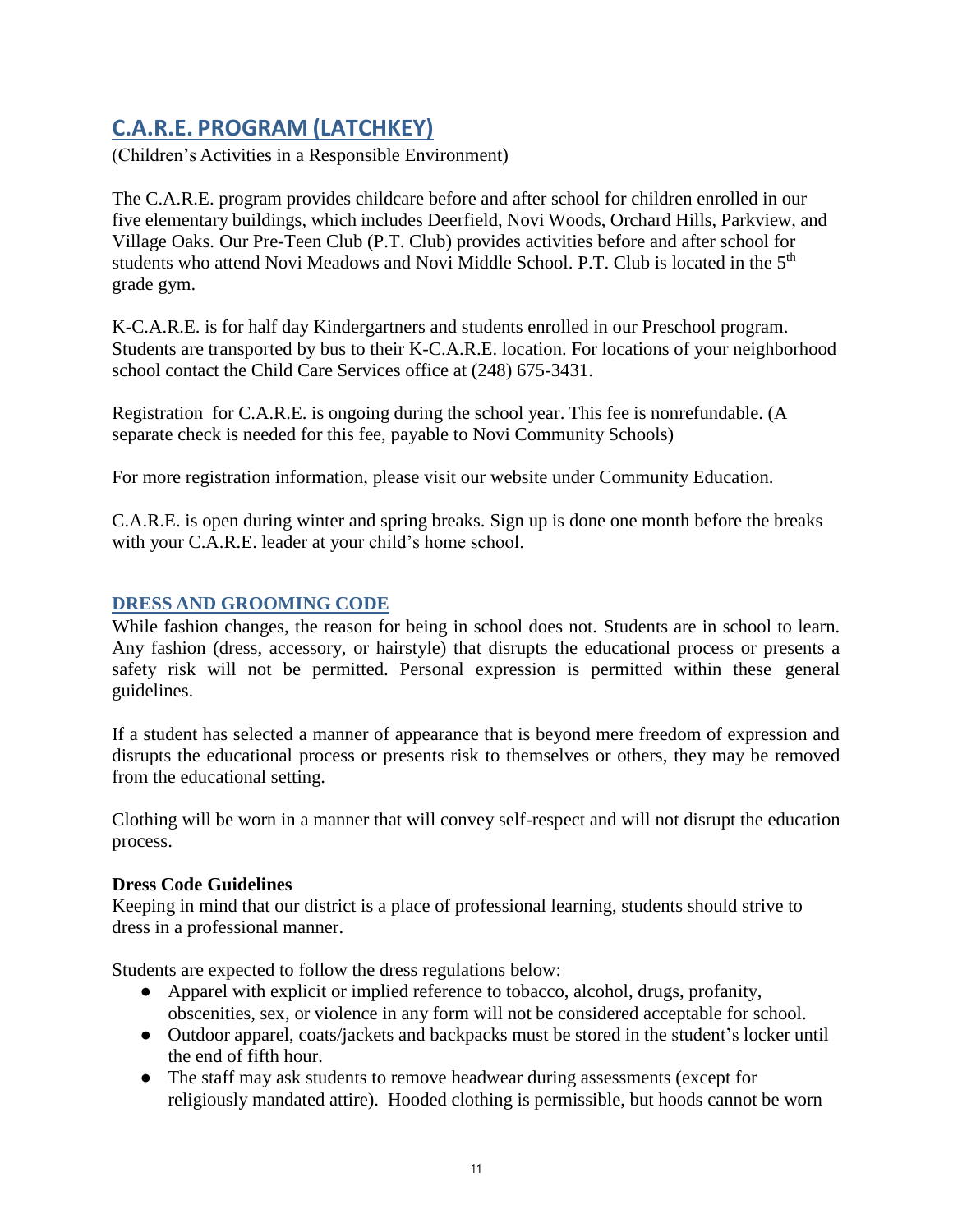## C.A.R.E. PROGRAM (LATCHKEY)

(Children's Activities in a Responsible Environment)

The C.A.R.E. program provides childcare before and after school for children enrolled in our five elementary buildings, which includes Deerfield, Novi Woods, Orchard Hills, Parkview, and Village Oaks. Our Pre-Teen Club (P.T. Club) provides activities before and after school for students who attend Novi Meadows and Novi Middle School. P.T. Club is located in the 5th grade gym.

K-C.A.R.E. is for half day Kindergartners and students enrolled in our Preschool program. Students are transported by bus to their K-C.A.R.E. location. For locations of your neighborhood school contact the Child Care Services office at (248) 675-3431.

Registration for C.A.R.E. is ongoing during the school year. This fee is nonrefundable. (A separate check is needed for this fee, payable to Novi Community Schools)

For more registration information, please visit our website under Community Education.

C.A.R.E. is open during winter and spring breaks. Sign up is done one month before the breaks with your C.A.R.E. leader at your child's home school.

### DRESS AND GROOMING CODE

While fashion changes, the reason for being in school does not. Students are in school to learn. Any fashion (dress, accessory, or hairstyle) that disrupts the educational process or presents a safety risk will not be permitted. Personal expression is permitted within these general guidelines.

If a student has selected a manner of appearance that is beyond mere freedom of expression and disrupts the educational process or presents risk to themselves or others, they may be removed from the educational setting.

Clothing will be worn in a manner that will convey self-respect and will not disrupt the education process.

**Dress Code Guidelines**

Keeping in mind that our district is a place of professional learning, students should strive to dress in a professional manner.

Students are expected to follow the dress regulations below:

- Apparel with explicit or implied reference to tobacco, alcohol, drugs, profanity, obscenities, sex, or violence in any form will not be considered acceptable for school.
- Outdoor apparel, coats/jackets and backpacks must be stored in the student's locker until the end of fifth hour.
- The staff may ask students to remove headwear during assessments (except for religiously mandated attire). Hooded clothing is permissible, but hoods cannot be worn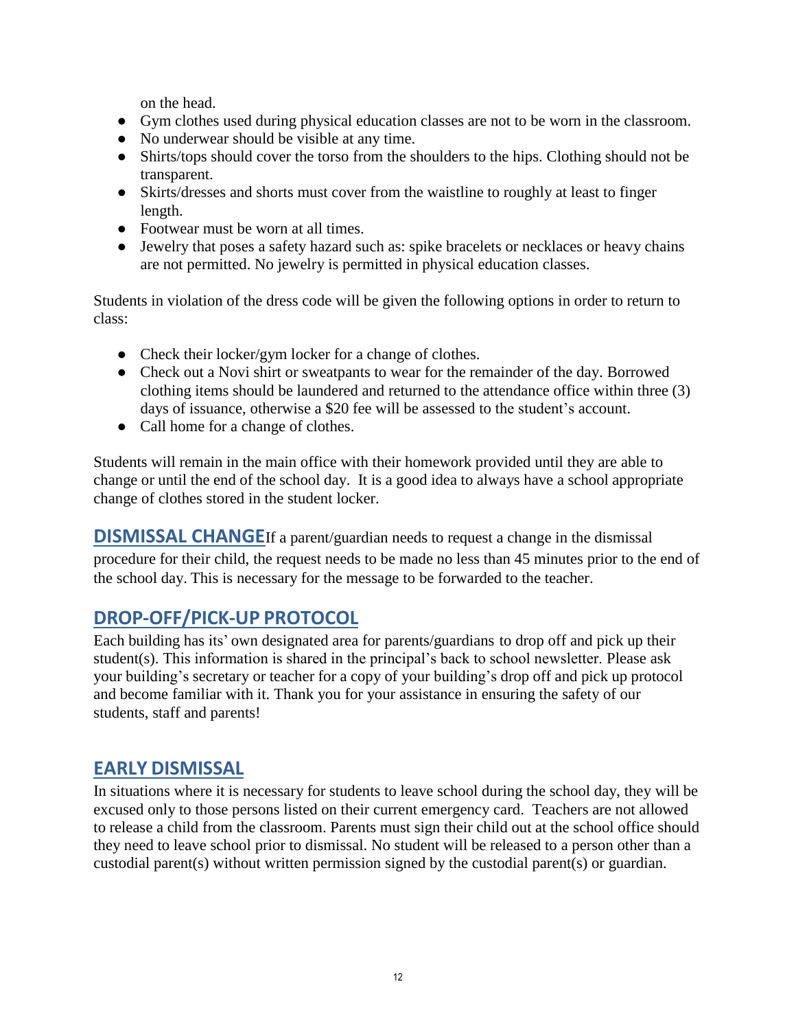on the head.

- Gym clothes used during physical education classes are not to be worn in the classroom.
- No underwear should be visible at any time.
- Shirts/tops should cover the torso from the shoulders to the hips. Clothing should not be transparent.
- Skirts/dresses and shorts must cover from the waistline to roughly at least to finger length.
- Footwear must be worn at all times.
- Jewelry that poses a safety hazard such as: spike bracelets or necklaces or heavy chains are not permitted. No jewelry is permitted in physical education classes.

Students in violation of the dress code will be given the following options in order to return to class:

- Check their locker/gym locker for a change of clothes.
- Check out a Novi shirt or sweatpants to wear for the remainder of the day. Borrowed clothing items should be laundered and returned to the attendance office within three (3) days of issuance, otherwise a $20 fee will be assessed to the student's account.
- Call home for a change of clothes.

Students will remain in the main office with their homework provided until they are able to change or until the end of the school day. It is a good idea to always have a school appropriate change of clothes stored in the student locker.

## DISMISSAL CHANGE

If a parent/guardian needs to request a change in the dismissal procedure for their child, the request needs to be made no less than 45 minutes prior to the end of the school day. This is necessary for the message to be forwarded to the teacher.

## DROP-OFF/PICK-UP PROTOCOL

Each building has its' own designated area for parents/guardians to drop off and pick up their student(s). This information is shared in the principal's back to school newsletter. Please ask your building's secretary or teacher for a copy of your building's drop off and pick up protocol and become familiar with it. Thank you for your assistance in ensuring the safety of our students, staff and parents!

## EARLY DISMISSAL

In situations where it is necessary for students to leave school during the school day, they will be excused only to those persons listed on their current emergency card. Teachers are not allowed to release a child from the classroom. Parents must sign their child out at the school office should they need to leave school prior to dismissal. No student will be released to a person other than a custodial parent(s) without written permission signed by the custodial parent(s) or guardian.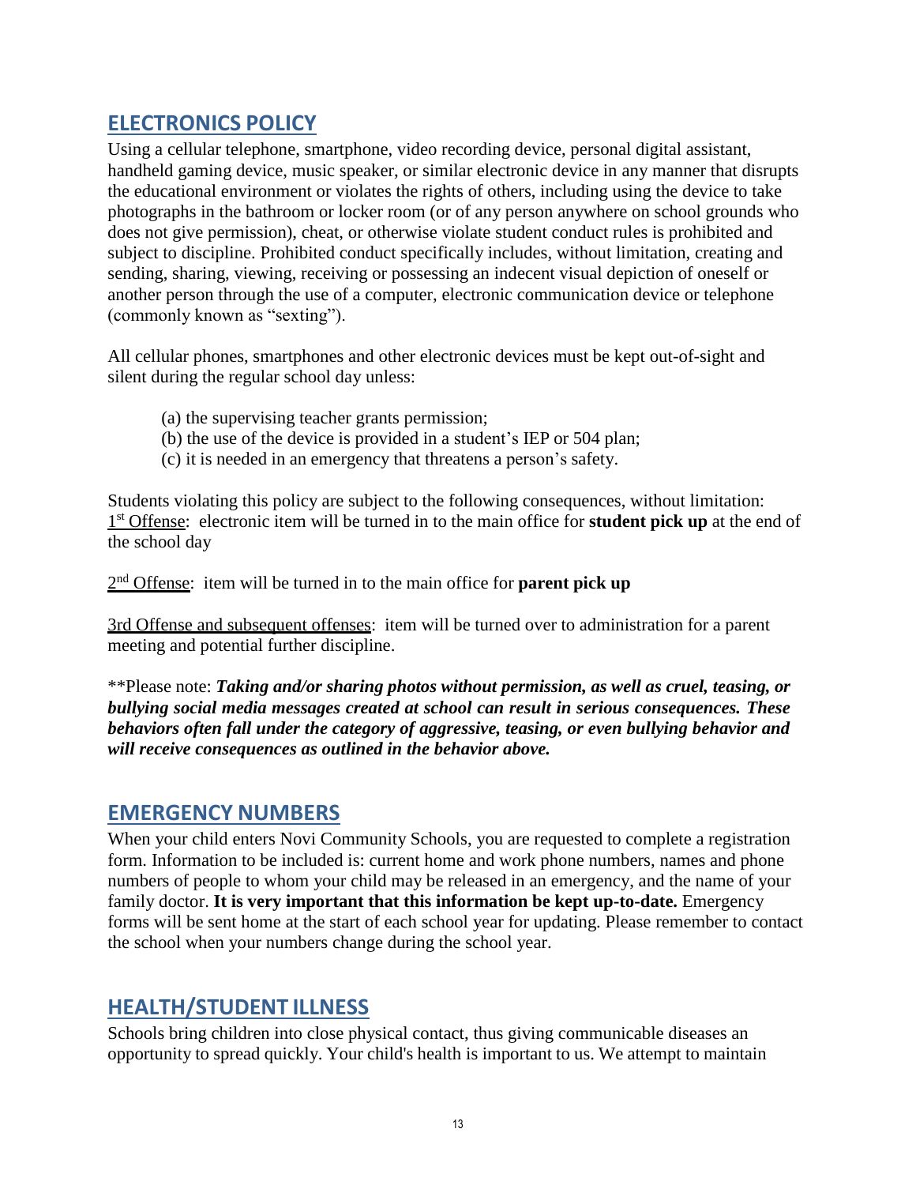## ELECTRONICS POLICY

Using a cellular telephone, smartphone, video recording device, personal digital assistant, handheld gaming device, music speaker, or similar electronic device in any manner that disrupts the educational environment or violates the rights of others, including using the device to take photographs in the bathroom or locker room (or of any person anywhere on school grounds who does not give permission), cheat, or otherwise violate student conduct rules is prohibited and subject to discipline. Prohibited conduct specifically includes, without limitation, creating and sending, sharing, viewing, receiving or possessing an indecent visual depiction of oneself or another person through the use of a computer, electronic communication device or telephone (commonly known as "sexting").

All cellular phones, smartphones and other electronic devices must be kept out-of-sight and silent during the regular school day unless:

(a) the supervising teacher grants permission;
(b) the use of the device is provided in a student's IEP or 504 plan;
(c) it is needed in an emergency that threatens a person's safety.

Students violating this policy are subject to the following consequences, without limitation:
1st Offense: electronic item will be turned in to the main office for **student pick up** at the end of the school day

2nd Offense: item will be turned in to the main office for **parent pick up**

3rd Offense and subsequent offenses: item will be turned over to administration for a parent meeting and potential further discipline.

**Please note: ***Taking and/or sharing photos without permission, as well as cruel, teasing, or bullying social media messages created at school can result in serious consequences. These behaviors often fall under the category of aggressive, teasing, or even bullying behavior and will receive consequences as outlined in the behavior above.***

## EMERGENCY NUMBERS

When your child enters Novi Community Schools, you are requested to complete a registration form. Information to be included is: current home and work phone numbers, names and phone numbers of people to whom your child may be released in an emergency, and the name of your family doctor. **It is very important that this information be kept up-to-date.** Emergency forms will be sent home at the start of each school year for updating. Please remember to contact the school when your numbers change during the school year.

## HEALTH/STUDENT ILLNESS

Schools bring children into close physical contact, thus giving communicable diseases an opportunity to spread quickly. Your child's health is important to us. We attempt to maintain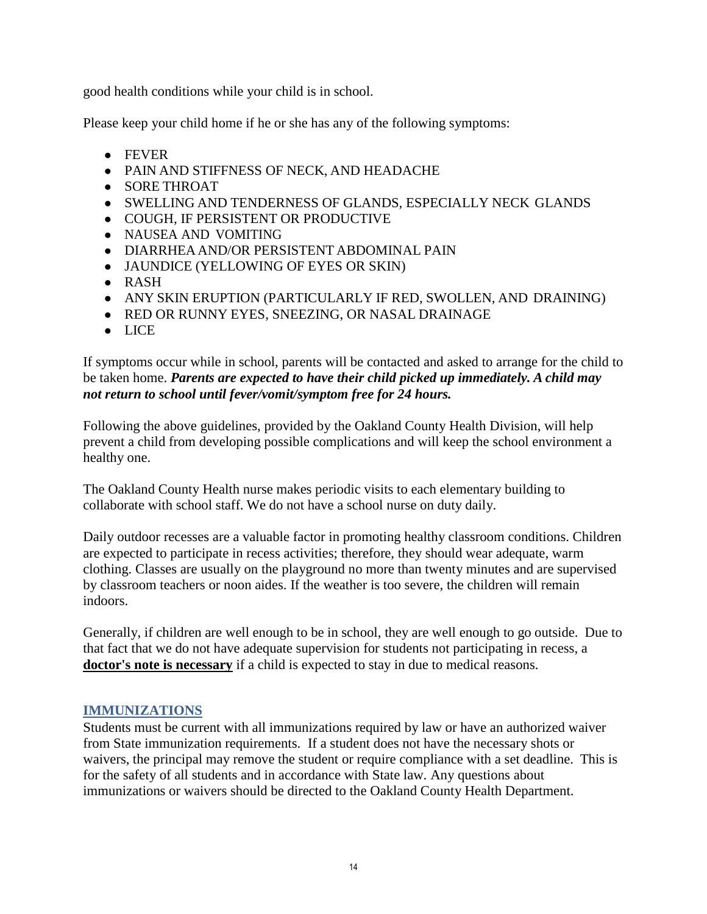good health conditions while your child is in school.

Please keep your child home if he or she has any of the following symptoms:

- FEVER
- PAIN AND STIFFNESS OF NECK, AND HEADACHE
- SORE THROAT
- SWELLING AND TENDERNESS OF GLANDS, ESPECIALLY NECK GLANDS
- COUGH, IF PERSISTENT OR PRODUCTIVE
- NAUSEA AND VOMITING
- DIARRHEA AND/OR PERSISTENT ABDOMINAL PAIN
- JAUNDICE (YELLOWING OF EYES OR SKIN)
- RASH
- ANY SKIN ERUPTION (PARTICULARLY IF RED, SWOLLEN, AND DRAINING)
- RED OR RUNNY EYES, SNEEZING, OR NASAL DRAINAGE
- LICE

If symptoms occur while in school, parents will be contacted and asked to arrange for the child to be taken home. ***Parents are expected to have their child picked up immediately. A child may not return to school until fever/vomit/symptom free for 24 hours.***

Following the above guidelines, provided by the Oakland County Health Division, will help prevent a child from developing possible complications and will keep the school environment a healthy one.

The Oakland County Health nurse makes periodic visits to each elementary building to collaborate with school staff. We do not have a school nurse on duty daily.

Daily outdoor recesses are a valuable factor in promoting healthy classroom conditions. Children are expected to participate in recess activities; therefore, they should wear adequate, warm clothing. Classes are usually on the playground no more than twenty minutes and are supervised by classroom teachers or noon aides. If the weather is too severe, the children will remain indoors.

Generally, if children are well enough to be in school, they are well enough to go outside. Due to that fact that we do not have adequate supervision for students not participating in recess, a **doctor's note is necessary** if a child is expected to stay in due to medical reasons.

## IMMUNIZATIONS

Students must be current with all immunizations required by law or have an authorized waiver from State immunization requirements. If a student does not have the necessary shots or waivers, the principal may remove the student or require compliance with a set deadline. This is for the safety of all students and in accordance with State law. Any questions about immunizations or waivers should be directed to the Oakland County Health Department.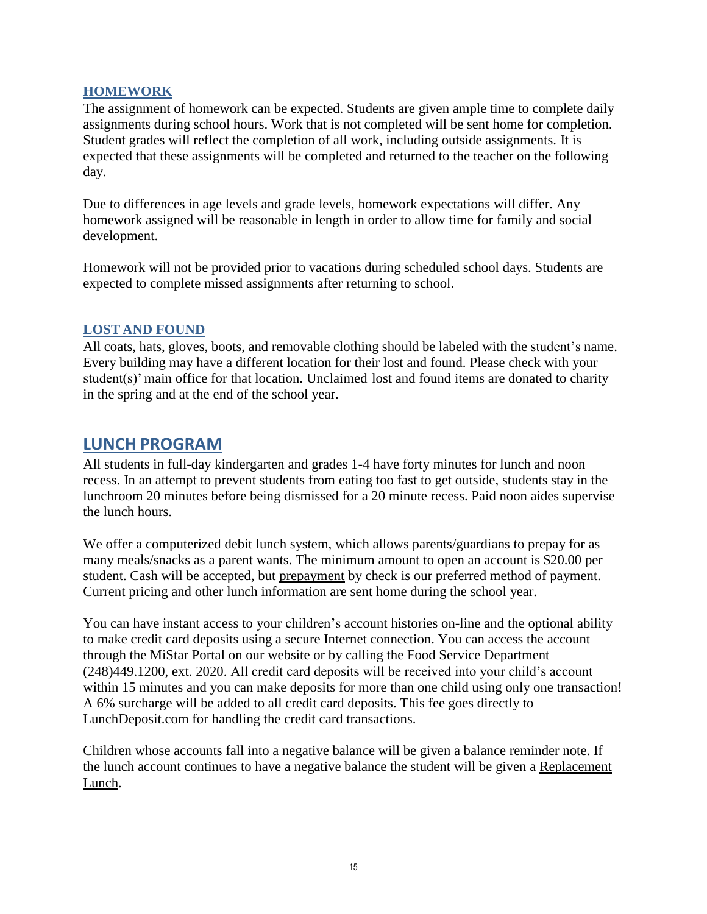### HOMEWORK

The assignment of homework can be expected. Students are given ample time to complete daily assignments during school hours. Work that is not completed will be sent home for completion. Student grades will reflect the completion of all work, including outside assignments. It is expected that these assignments will be completed and returned to the teacher on the following day.

Due to differences in age levels and grade levels, homework expectations will differ. Any homework assigned will be reasonable in length in order to allow time for family and social development.

Homework will not be provided prior to vacations during scheduled school days. Students are expected to complete missed assignments after returning to school.

### LOST AND FOUND

All coats, hats, gloves, boots, and removable clothing should be labeled with the student's name. Every building may have a different location for their lost and found. Please check with your student(s)' main office for that location. Unclaimed lost and found items are donated to charity in the spring and at the end of the school year.

## LUNCH PROGRAM

All students in full-day kindergarten and grades 1-4 have forty minutes for lunch and noon recess. In an attempt to prevent students from eating too fast to get outside, students stay in the lunchroom 20 minutes before being dismissed for a 20 minute recess. Paid noon aides supervise the lunch hours.

We offer a computerized debit lunch system, which allows parents/guardians to prepay for as many meals/snacks as a parent wants. The minimum amount to open an account is $20.00 per student. Cash will be accepted, but prepayment by check is our preferred method of payment. Current pricing and other lunch information are sent home during the school year.

You can have instant access to your children's account histories on-line and the optional ability to make credit card deposits using a secure Internet connection. You can access the account through the MiStar Portal on our website or by calling the Food Service Department (248)449.1200, ext. 2020. All credit card deposits will be received into your child's account within 15 minutes and you can make deposits for more than one child using only one transaction! A 6% surcharge will be added to all credit card deposits. This fee goes directly to LunchDeposit.com for handling the credit card transactions.

Children whose accounts fall into a negative balance will be given a balance reminder note. If the lunch account continues to have a negative balance the student will be given a Replacement Lunch.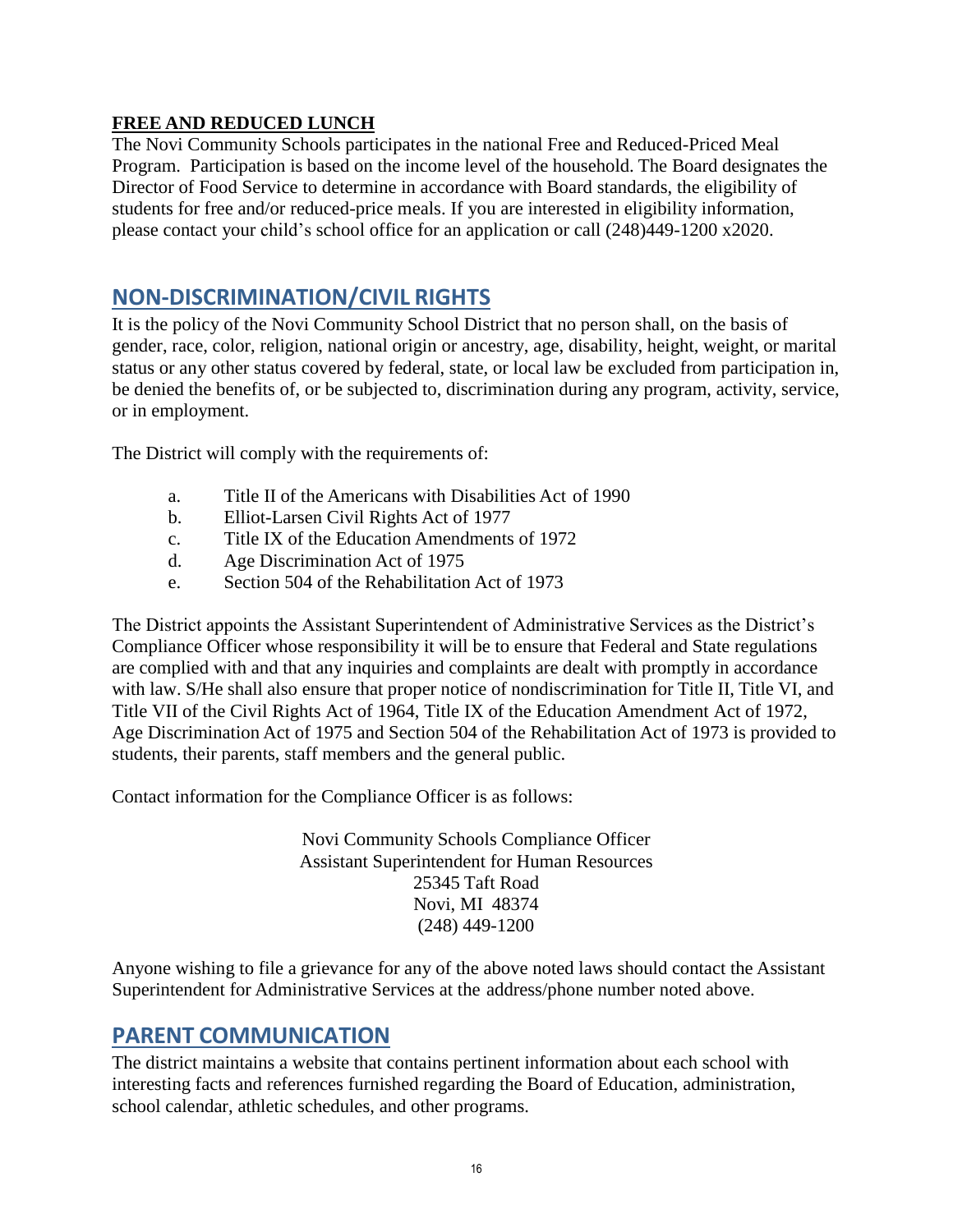## FREE AND REDUCED LUNCH

The Novi Community Schools participates in the national Free and Reduced-Priced Meal Program. Participation is based on the income level of the household. The Board designates the Director of Food Service to determine in accordance with Board standards, the eligibility of students for free and/or reduced-price meals. If you are interested in eligibility information, please contact your child's school office for an application or call (248)449-1200 x2020.

## NON-DISCRIMINATION/CIVIL RIGHTS

It is the policy of the Novi Community School District that no person shall, on the basis of gender, race, color, religion, national origin or ancestry, age, disability, height, weight, or marital status or any other status covered by federal, state, or local law be excluded from participation in, be denied the benefits of, or be subjected to, discrimination during any program, activity, service, or in employment.

The District will comply with the requirements of:

a. Title II of the Americans with Disabilities Act of 1990
b. Elliot-Larsen Civil Rights Act of 1977
c. Title IX of the Education Amendments of 1972
d. Age Discrimination Act of 1975
e. Section 504 of the Rehabilitation Act of 1973

The District appoints the Assistant Superintendent of Administrative Services as the District's Compliance Officer whose responsibility it will be to ensure that Federal and State regulations are complied with and that any inquiries and complaints are dealt with promptly in accordance with law. S/He shall also ensure that proper notice of nondiscrimination for Title II, Title VI, and Title VII of the Civil Rights Act of 1964, Title IX of the Education Amendment Act of 1972, Age Discrimination Act of 1975 and Section 504 of the Rehabilitation Act of 1973 is provided to students, their parents, staff members and the general public.

Contact information for the Compliance Officer is as follows:

Novi Community Schools Compliance Officer
Assistant Superintendent for Human Resources
25345 Taft Road
Novi, MI 48374
(248) 449-1200

Anyone wishing to file a grievance for any of the above noted laws should contact the Assistant Superintendent for Administrative Services at the address/phone number noted above.

## PARENT COMMUNICATION

The district maintains a website that contains pertinent information about each school with interesting facts and references furnished regarding the Board of Education, administration, school calendar, athletic schedules, and other programs.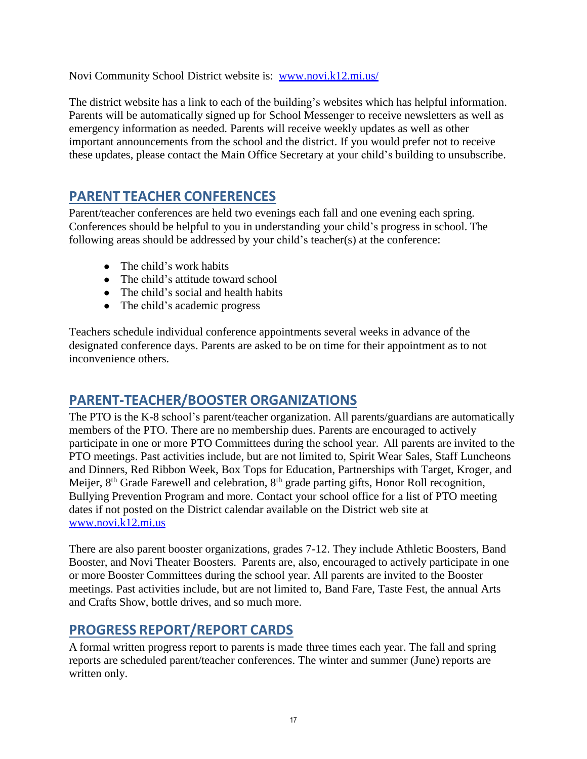Novi Community School District website is: [www.novi.k12.mi.us/](http://www.novi.k12.mi.us/)

The district website has a link to each of the building's websites which has helpful information. Parents will be automatically signed up for School Messenger to receive newsletters as well as emergency information as needed. Parents will receive weekly updates as well as other important announcements from the school and the district. If you would prefer not to receive these updates, please contact the Main Office Secretary at your child's building to unsubscribe.

## PARENT TEACHER CONFERENCES

Parent/teacher conferences are held two evenings each fall and one evening each spring. Conferences should be helpful to you in understanding your child's progress in school. The following areas should be addressed by your child's teacher(s) at the conference:

- The child's work habits
- The child's attitude toward school
- The child's social and health habits
- The child's academic progress

Teachers schedule individual conference appointments several weeks in advance of the designated conference days. Parents are asked to be on time for their appointment as to not inconvenience others.

## PARENT-TEACHER/BOOSTER ORGANIZATIONS

The PTO is the K-8 school's parent/teacher organization. All parents/guardians are automatically members of the PTO. There are no membership dues. Parents are encouraged to actively participate in one or more PTO Committees during the school year. All parents are invited to the PTO meetings. Past activities include, but are not limited to, Spirit Wear Sales, Staff Luncheons and Dinners, Red Ribbon Week, Box Tops for Education, Partnerships with Target, Kroger, and Meijer, 8th Grade Farewell and celebration, 8th grade parting gifts, Honor Roll recognition, Bullying Prevention Program and more. Contact your school office for a list of PTO meeting dates if not posted on the District calendar available on the District web site at [www.novi.k12.mi.us](http://www.novi.k12.mi.us)

There are also parent booster organizations, grades 7-12. They include Athletic Boosters, Band Booster, and Novi Theater Boosters. Parents are, also, encouraged to actively participate in one or more Booster Committees during the school year. All parents are invited to the Booster meetings. Past activities include, but are not limited to, Band Fare, Taste Fest, the annual Arts and Crafts Show, bottle drives, and so much more.

## PROGRESS REPORT/REPORT CARDS

A formal written progress report to parents is made three times each year. The fall and spring reports are scheduled parent/teacher conferences. The winter and summer (June) reports are written only.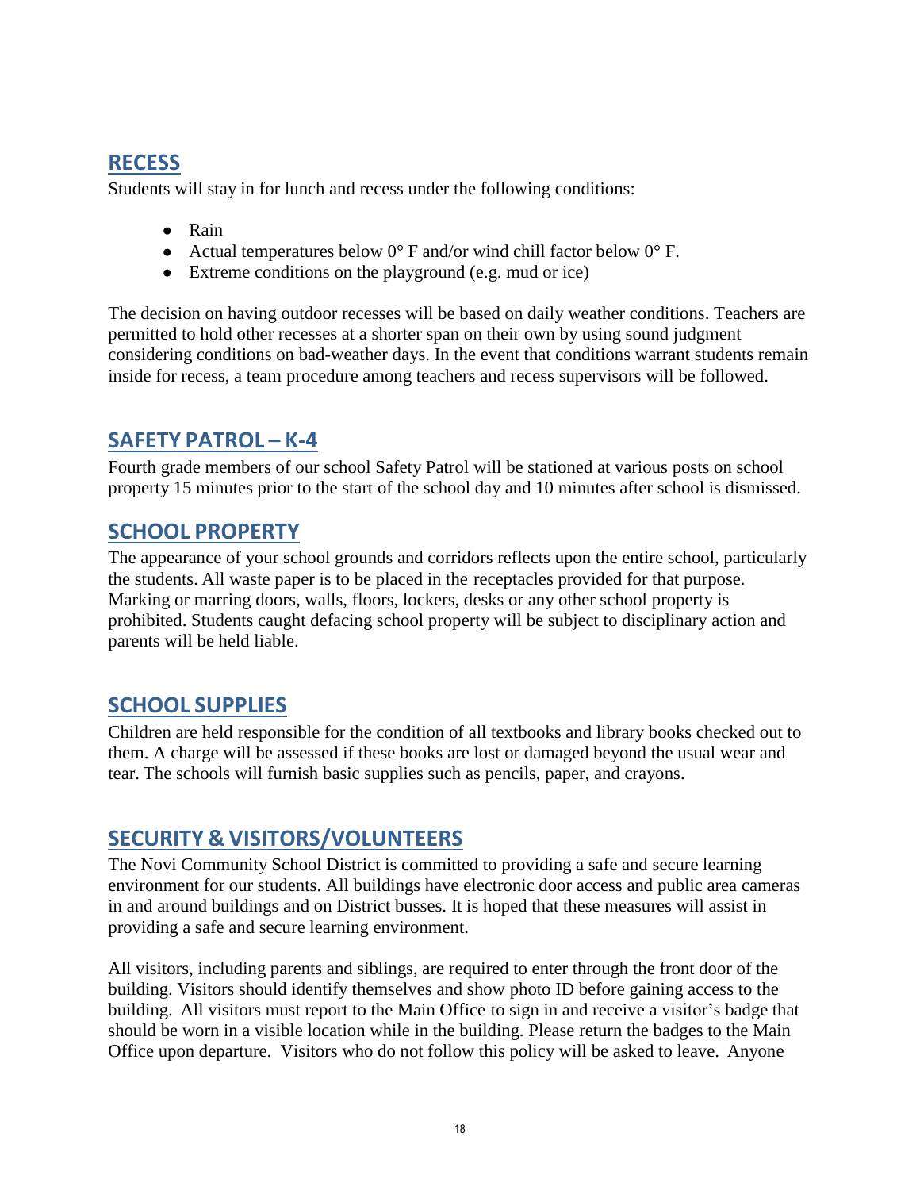## RECESS

Students will stay in for lunch and recess under the following conditions:

- Rain
- Actual temperatures below 0° F and/or wind chill factor below 0° F.
- Extreme conditions on the playground (e.g. mud or ice)

The decision on having outdoor recesses will be based on daily weather conditions. Teachers are permitted to hold other recesses at a shorter span on their own by using sound judgment considering conditions on bad-weather days. In the event that conditions warrant students remain inside for recess, a team procedure among teachers and recess supervisors will be followed.

## SAFETY PATROL – K-4

Fourth grade members of our school Safety Patrol will be stationed at various posts on school property 15 minutes prior to the start of the school day and 10 minutes after school is dismissed.

## SCHOOL PROPERTY

The appearance of your school grounds and corridors reflects upon the entire school, particularly the students. All waste paper is to be placed in the receptacles provided for that purpose. Marking or marring doors, walls, floors, lockers, desks or any other school property is prohibited. Students caught defacing school property will be subject to disciplinary action and parents will be held liable.

## SCHOOL SUPPLIES

Children are held responsible for the condition of all textbooks and library books checked out to them. A charge will be assessed if these books are lost or damaged beyond the usual wear and tear. The schools will furnish basic supplies such as pencils, paper, and crayons.

## SECURITY & VISITORS/VOLUNTEERS

The Novi Community School District is committed to providing a safe and secure learning environment for our students. All buildings have electronic door access and public area cameras in and around buildings and on District busses. It is hoped that these measures will assist in providing a safe and secure learning environment.

All visitors, including parents and siblings, are required to enter through the front door of the building. Visitors should identify themselves and show photo ID before gaining access to the building. All visitors must report to the Main Office to sign in and receive a visitor's badge that should be worn in a visible location while in the building. Please return the badges to the Main Office upon departure. Visitors who do not follow this policy will be asked to leave. Anyone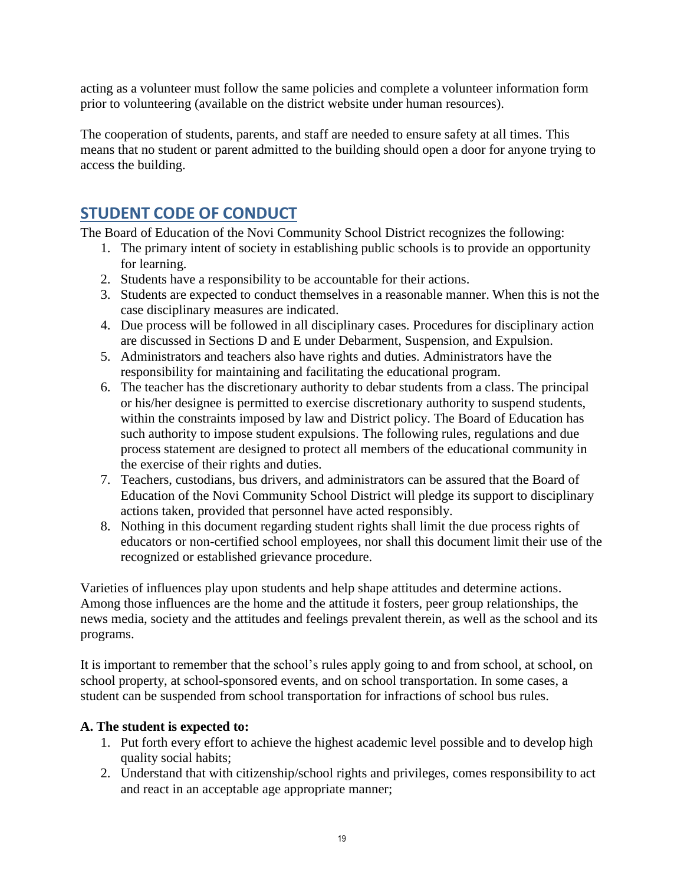acting as a volunteer must follow the same policies and complete a volunteer information form prior to volunteering (available on the district website under human resources).

The cooperation of students, parents, and staff are needed to ensure safety at all times. This means that no student or parent admitted to the building should open a door for anyone trying to access the building.

## STUDENT CODE OF CONDUCT

The Board of Education of the Novi Community School District recognizes the following:

1. The primary intent of society in establishing public schools is to provide an opportunity for learning.
2. Students have a responsibility to be accountable for their actions.
3. Students are expected to conduct themselves in a reasonable manner. When this is not the case disciplinary measures are indicated.
4. Due process will be followed in all disciplinary cases. Procedures for disciplinary action are discussed in Sections D and E under Debarment, Suspension, and Expulsion.
5. Administrators and teachers also have rights and duties. Administrators have the responsibility for maintaining and facilitating the educational program.
6. The teacher has the discretionary authority to debar students from a class. The principal or his/her designee is permitted to exercise discretionary authority to suspend students, within the constraints imposed by law and District policy. The Board of Education has such authority to impose student expulsions. The following rules, regulations and due process statement are designed to protect all members of the educational community in the exercise of their rights and duties.
7. Teachers, custodians, bus drivers, and administrators can be assured that the Board of Education of the Novi Community School District will pledge its support to disciplinary actions taken, provided that personnel have acted responsibly.
8. Nothing in this document regarding student rights shall limit the due process rights of educators or non-certified school employees, nor shall this document limit their use of the recognized or established grievance procedure.

Varieties of influences play upon students and help shape attitudes and determine actions. Among those influences are the home and the attitude it fosters, peer group relationships, the news media, society and the attitudes and feelings prevalent therein, as well as the school and its programs.

It is important to remember that the school's rules apply going to and from school, at school, on school property, at school-sponsored events, and on school transportation. In some cases, a student can be suspended from school transportation for infractions of school bus rules.

**A. The student is expected to:**

1. Put forth every effort to achieve the highest academic level possible and to develop high quality social habits;
2. Understand that with citizenship/school rights and privileges, comes responsibility to act and react in an acceptable age appropriate manner;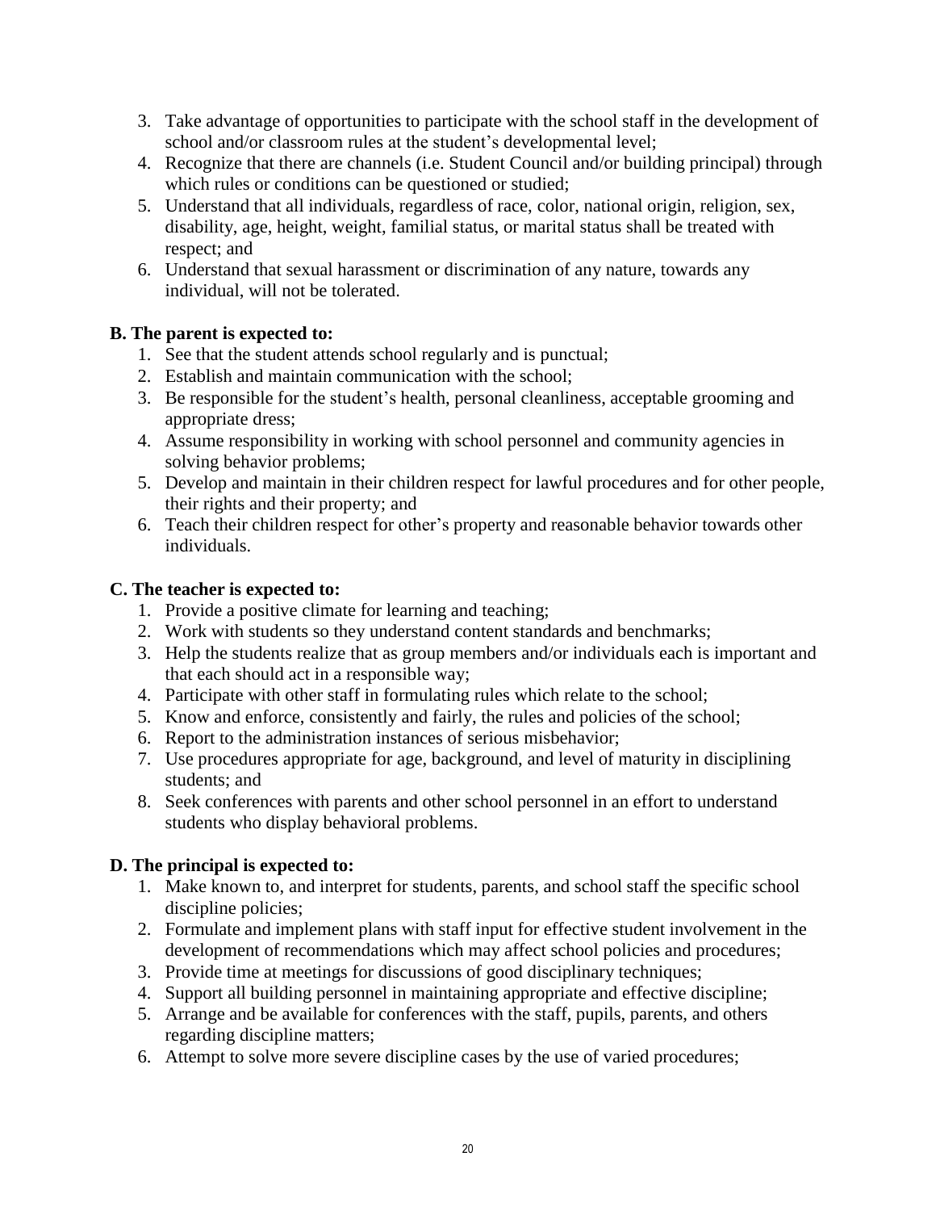3. Take advantage of opportunities to participate with the school staff in the development of school and/or classroom rules at the student's developmental level;
4. Recognize that there are channels (i.e. Student Council and/or building principal) through which rules or conditions can be questioned or studied;
5. Understand that all individuals, regardless of race, color, national origin, religion, sex, disability, age, height, weight, familial status, or marital status shall be treated with respect; and
6. Understand that sexual harassment or discrimination of any nature, towards any individual, will not be tolerated.

**B. The parent is expected to:**

1. See that the student attends school regularly and is punctual;
2. Establish and maintain communication with the school;
3. Be responsible for the student's health, personal cleanliness, acceptable grooming and appropriate dress;
4. Assume responsibility in working with school personnel and community agencies in solving behavior problems;
5. Develop and maintain in their children respect for lawful procedures and for other people, their rights and their property; and
6. Teach their children respect for other's property and reasonable behavior towards other individuals.

**C. The teacher is expected to:**

1. Provide a positive climate for learning and teaching;
2. Work with students so they understand content standards and benchmarks;
3. Help the students realize that as group members and/or individuals each is important and that each should act in a responsible way;
4. Participate with other staff in formulating rules which relate to the school;
5. Know and enforce, consistently and fairly, the rules and policies of the school;
6. Report to the administration instances of serious misbehavior;
7. Use procedures appropriate for age, background, and level of maturity in disciplining students; and
8. Seek conferences with parents and other school personnel in an effort to understand students who display behavioral problems.

**D. The principal is expected to:**

1. Make known to, and interpret for students, parents, and school staff the specific school discipline policies;
2. Formulate and implement plans with staff input for effective student involvement in the development of recommendations which may affect school policies and procedures;
3. Provide time at meetings for discussions of good disciplinary techniques;
4. Support all building personnel in maintaining appropriate and effective discipline;
5. Arrange and be available for conferences with the staff, pupils, parents, and others regarding discipline matters;
6. Attempt to solve more severe discipline cases by the use of varied procedures;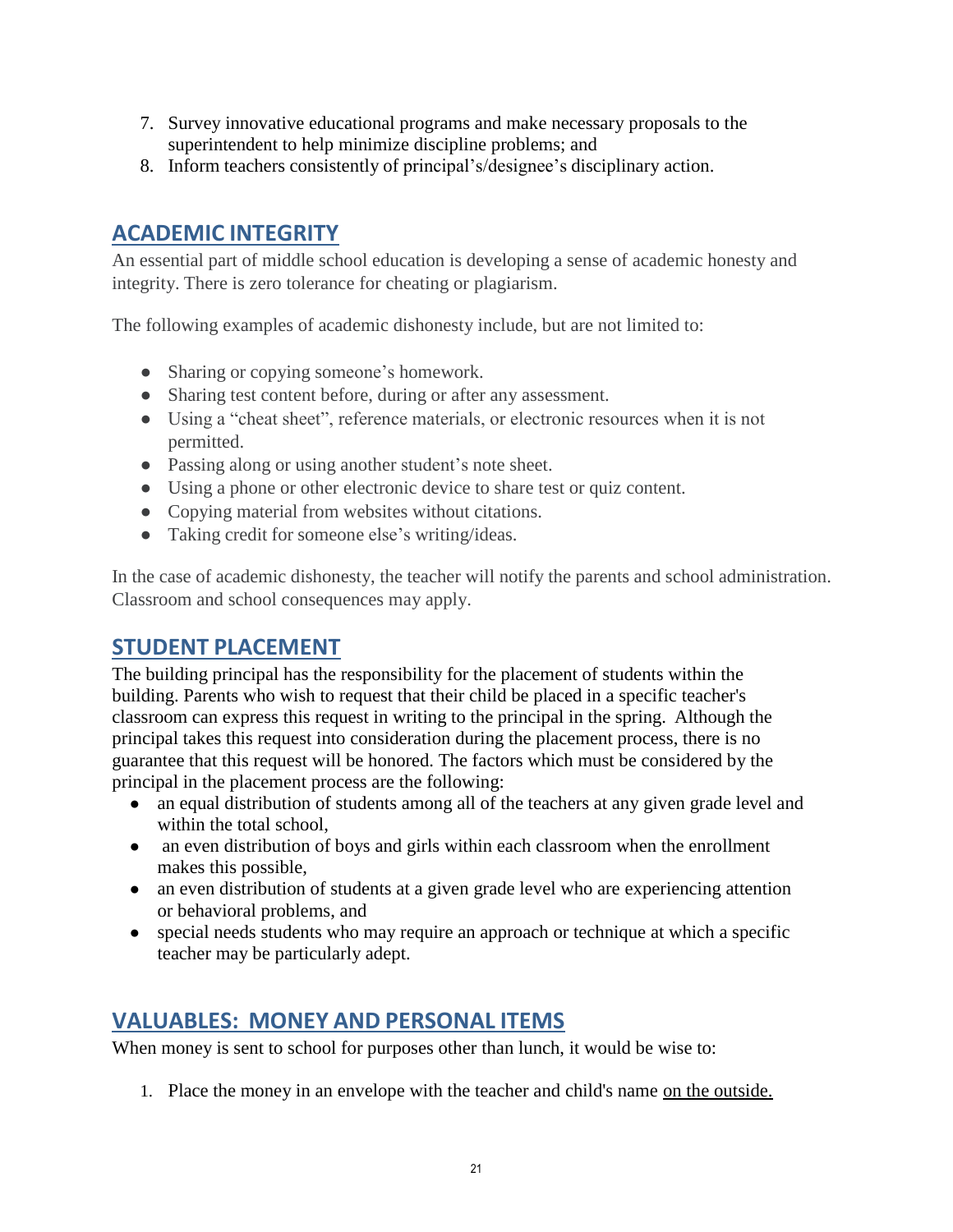7. Survey innovative educational programs and make necessary proposals to the superintendent to help minimize discipline problems; and
8. Inform teachers consistently of principal's/designee's disciplinary action.

## ACADEMIC INTEGRITY

An essential part of middle school education is developing a sense of academic honesty and integrity. There is zero tolerance for cheating or plagiarism.

The following examples of academic dishonesty include, but are not limited to:

- Sharing or copying someone's homework.
- Sharing test content before, during or after any assessment.
- Using a "cheat sheet", reference materials, or electronic resources when it is not permitted.
- Passing along or using another student's note sheet.
- Using a phone or other electronic device to share test or quiz content.
- Copying material from websites without citations.
- Taking credit for someone else's writing/ideas.

In the case of academic dishonesty, the teacher will notify the parents and school administration. Classroom and school consequences may apply.

## STUDENT PLACEMENT

The building principal has the responsibility for the placement of students within the building. Parents who wish to request that their child be placed in a specific teacher's classroom can express this request in writing to the principal in the spring. Although the principal takes this request into consideration during the placement process, there is no guarantee that this request will be honored. The factors which must be considered by the principal in the placement process are the following:

- an equal distribution of students among all of the teachers at any given grade level and within the total school,
- an even distribution of boys and girls within each classroom when the enrollment makes this possible,
- an even distribution of students at a given grade level who are experiencing attention or behavioral problems, and
- special needs students who may require an approach or technique at which a specific teacher may be particularly adept.

## VALUABLES: MONEY AND PERSONAL ITEMS

When money is sent to school for purposes other than lunch, it would be wise to:

1. Place the money in an envelope with the teacher and child's name <u>on the outside.</u>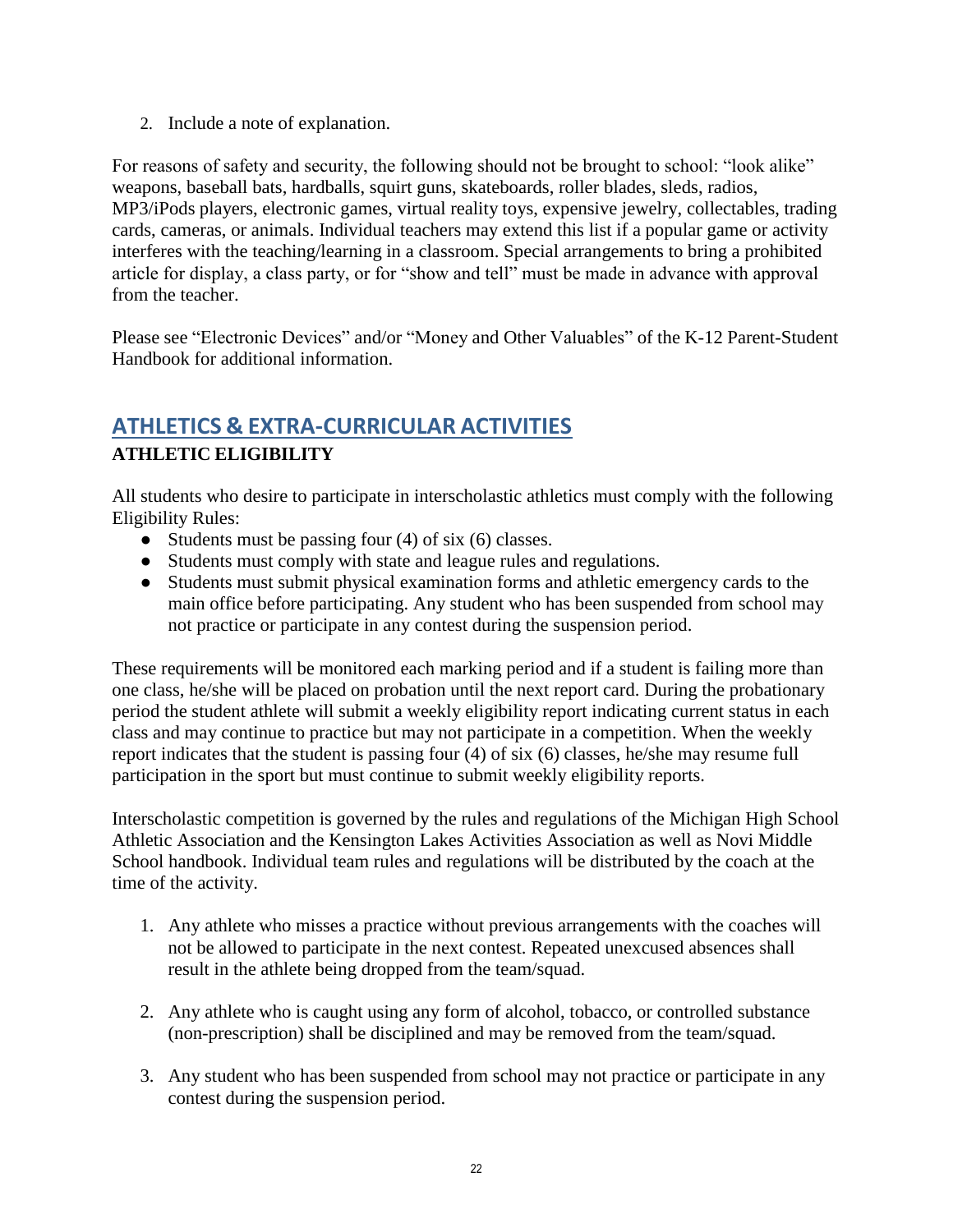2. Include a note of explanation.

For reasons of safety and security, the following should not be brought to school: "look alike" weapons, baseball bats, hardballs, squirt guns, skateboards, roller blades, sleds, radios, MP3/iPods players, electronic games, virtual reality toys, expensive jewelry, collectables, trading cards, cameras, or animals. Individual teachers may extend this list if a popular game or activity interferes with the teaching/learning in a classroom. Special arrangements to bring a prohibited article for display, a class party, or for "show and tell" must be made in advance with approval from the teacher.

Please see "Electronic Devices" and/or "Money and Other Valuables" of the K-12 Parent-Student Handbook for additional information.

# ATHLETICS & EXTRA-CURRICULAR ACTIVITIES

## ATHLETIC ELIGIBILITY

All students who desire to participate in interscholastic athletics must comply with the following Eligibility Rules:

- Students must be passing four (4) of six (6) classes.
- Students must comply with state and league rules and regulations.
- Students must submit physical examination forms and athletic emergency cards to the main office before participating. Any student who has been suspended from school may not practice or participate in any contest during the suspension period.

These requirements will be monitored each marking period and if a student is failing more than one class, he/she will be placed on probation until the next report card. During the probationary period the student athlete will submit a weekly eligibility report indicating current status in each class and may continue to practice but may not participate in a competition. When the weekly report indicates that the student is passing four (4) of six (6) classes, he/she may resume full participation in the sport but must continue to submit weekly eligibility reports.

Interscholastic competition is governed by the rules and regulations of the Michigan High School Athletic Association and the Kensington Lakes Activities Association as well as Novi Middle School handbook. Individual team rules and regulations will be distributed by the coach at the time of the activity.

1. Any athlete who misses a practice without previous arrangements with the coaches will not be allowed to participate in the next contest. Repeated unexcused absences shall result in the athlete being dropped from the team/squad.

2. Any athlete who is caught using any form of alcohol, tobacco, or controlled substance (non-prescription) shall be disciplined and may be removed from the team/squad.

3. Any student who has been suspended from school may not practice or participate in any contest during the suspension period.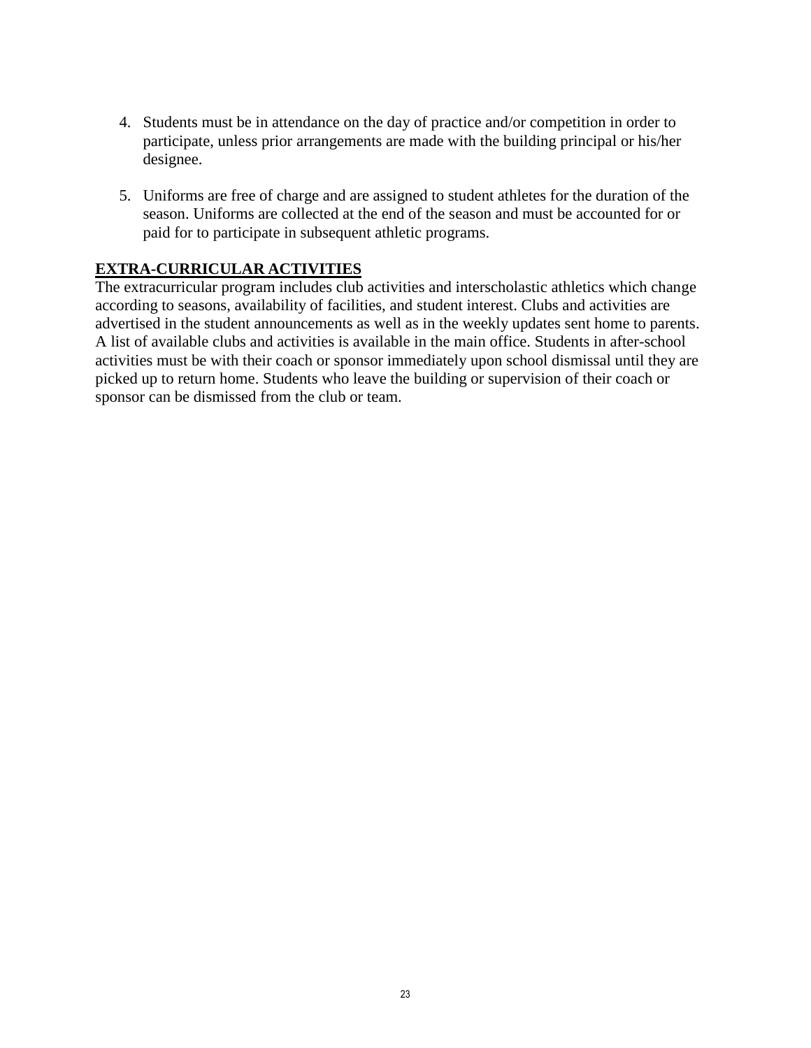4. Students must be in attendance on the day of practice and/or competition in order to participate, unless prior arrangements are made with the building principal or his/her designee.

5. Uniforms are free of charge and are assigned to student athletes for the duration of the season. Uniforms are collected at the end of the season and must be accounted for or paid for to participate in subsequent athletic programs.

## EXTRA-CURRICULAR ACTIVITIES

The extracurricular program includes club activities and interscholastic athletics which change according to seasons, availability of facilities, and student interest. Clubs and activities are advertised in the student announcements as well as in the weekly updates sent home to parents. A list of available clubs and activities is available in the main office. Students in after-school activities must be with their coach or sponsor immediately upon school dismissal until they are picked up to return home. Students who leave the building or supervision of their coach or sponsor can be dismissed from the club or team.